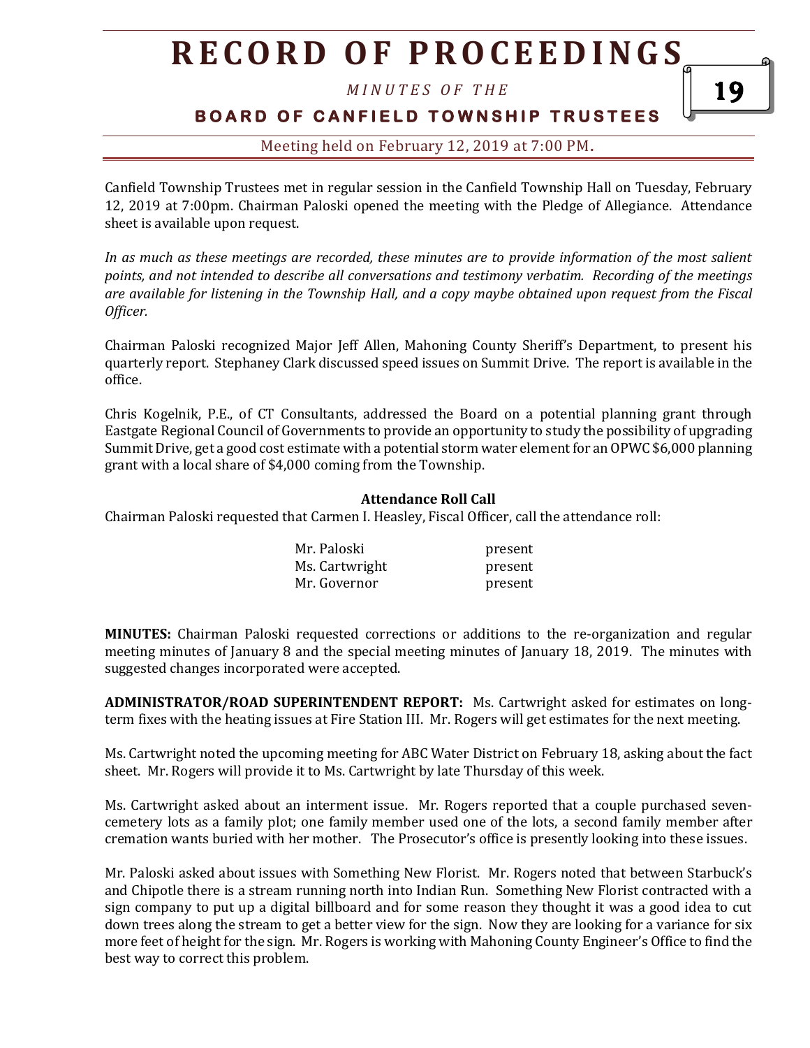Canfield Township Trustees met in regular session in the Canfield Township Hall on Tuesday, February 12, 2019 at 7:00pm. Chairman Paloski opened the meeting with the Pledge of Allegiance. Attendance sheet is available upon request.

*In as much as these meetings are recorded, these minutes are to provide information of the most salient points, and not intended to describe all conversations and testimony verbatim. Recording of the meetings are available for listening in the Township Hall, and a copy maybe obtained upon request from the Fiscal Officer.*

Chairman Paloski recognized Major Jeff Allen, Mahoning County Sheriff's Department, to present his quarterly report. Stephaney Clark discussed speed issues on Summit Drive. The report is available in the office.

Chris Kogelnik, P.E., of CT Consultants, addressed the Board on a potential planning grant through Eastgate Regional Council of Governments to provide an opportunity to study the possibility of upgrading Summit Drive, get a good cost estimate with a potential storm water element for an OPWC $6,000 planning grant with a local share of $4,000 coming from the Township.

**Attendance Roll Call**

Chairman Paloski requested that Carmen I. Heasley, Fiscal Officer, call the attendance roll:

| | |
|---|---|
| Mr. Paloski | present |
| Ms. Cartwright | present |
| Mr. Governor | present |

**MINUTES:** Chairman Paloski requested corrections or additions to the re-organization and regular meeting minutes of January 8 and the special meeting minutes of January 18, 2019. The minutes with suggested changes incorporated were accepted.

**ADMINISTRATOR/ROAD SUPERINTENDENT REPORT:** Ms. Cartwright asked for estimates on long-term fixes with the heating issues at Fire Station III. Mr. Rogers will get estimates for the next meeting.

Ms. Cartwright noted the upcoming meeting for ABC Water District on February 18, asking about the fact sheet. Mr. Rogers will provide it to Ms. Cartwright by late Thursday of this week.

Ms. Cartwright asked about an interment issue. Mr. Rogers reported that a couple purchased seven-cemetery lots as a family plot; one family member used one of the lots, a second family member after cremation wants buried with her mother. The Prosecutor's office is presently looking into these issues.

Mr. Paloski asked about issues with Something New Florist. Mr. Rogers noted that between Starbuck's and Chipotle there is a stream running north into Indian Run. Something New Florist contracted with a sign company to put up a digital billboard and for some reason they thought it was a good idea to cut down trees along the stream to get a better view for the sign. Now they are looking for a variance for six more feet of height for the sign. Mr. Rogers is working with Mahoning County Engineer's Office to find the best way to correct this problem.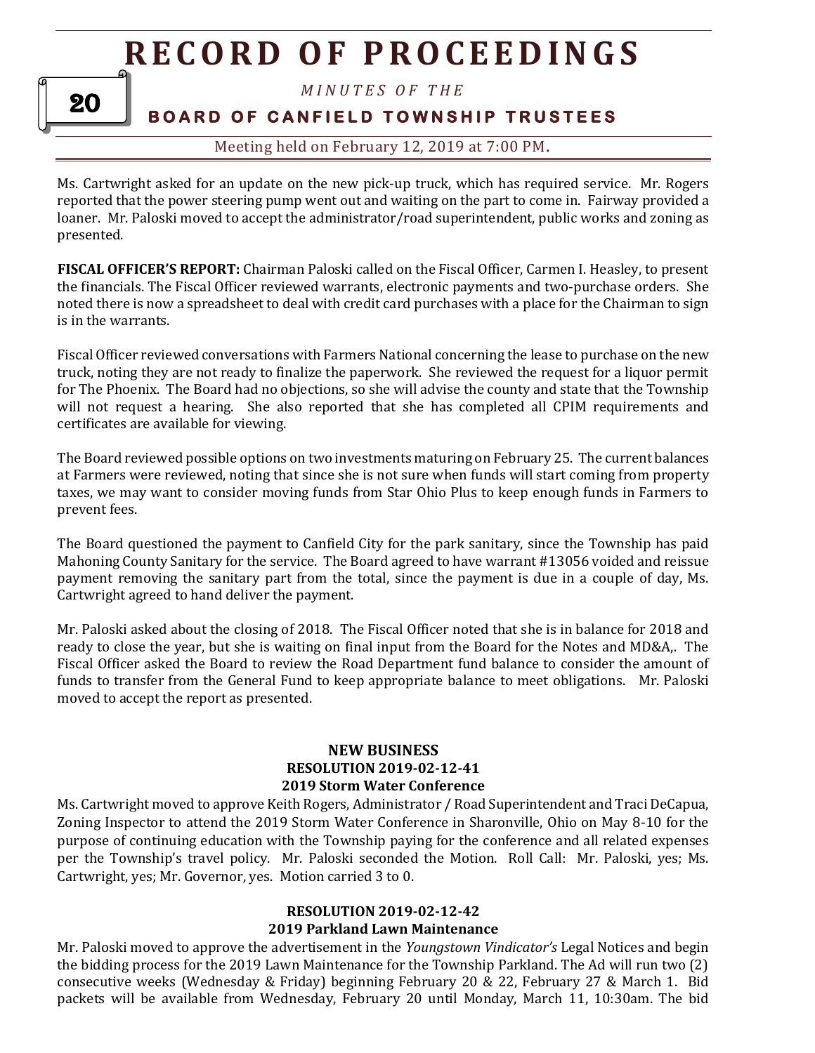Ms. Cartwright asked for an update on the new pick-up truck, which has required service. Mr. Rogers reported that the power steering pump went out and waiting on the part to come in. Fairway provided a loaner. Mr. Paloski moved to accept the administrator/road superintendent, public works and zoning as presented.

**FISCAL OFFICER'S REPORT:** Chairman Paloski called on the Fiscal Officer, Carmen I. Heasley, to present the financials. The Fiscal Officer reviewed warrants, electronic payments and two-purchase orders. She noted there is now a spreadsheet to deal with credit card purchases with a place for the Chairman to sign is in the warrants.

Fiscal Officer reviewed conversations with Farmers National concerning the lease to purchase on the new truck, noting they are not ready to finalize the paperwork. She reviewed the request for a liquor permit for The Phoenix. The Board had no objections, so she will advise the county and state that the Township will not request a hearing. She also reported that she has completed all CPIM requirements and certificates are available for viewing.

The Board reviewed possible options on two investments maturing on February 25. The current balances at Farmers were reviewed, noting that since she is not sure when funds will start coming from property taxes, we may want to consider moving funds from Star Ohio Plus to keep enough funds in Farmers to prevent fees.

The Board questioned the payment to Canfield City for the park sanitary, since the Township has paid Mahoning County Sanitary for the service. The Board agreed to have warrant #13056 voided and reissue payment removing the sanitary part from the total, since the payment is due in a couple of day, Ms. Cartwright agreed to hand deliver the payment.

Mr. Paloski asked about the closing of 2018. The Fiscal Officer noted that she is in balance for 2018 and ready to close the year, but she is waiting on final input from the Board for the Notes and MD&A,. The Fiscal Officer asked the Board to review the Road Department fund balance to consider the amount of funds to transfer from the General Fund to keep appropriate balance to meet obligations. Mr. Paloski moved to accept the report as presented.

## NEW BUSINESS

### RESOLUTION 2019-02-12-41
### 2019 Storm Water Conference

Ms. Cartwright moved to approve Keith Rogers, Administrator / Road Superintendent and Traci DeCapua, Zoning Inspector to attend the 2019 Storm Water Conference in Sharonville, Ohio on May 8-10 for the purpose of continuing education with the Township paying for the conference and all related expenses per the Township's travel policy. Mr. Paloski seconded the Motion. Roll Call: Mr. Paloski, yes; Ms. Cartwright, yes; Mr. Governor, yes. Motion carried 3 to 0.

### RESOLUTION 2019-02-12-42
### 2019 Parkland Lawn Maintenance

Mr. Paloski moved to approve the advertisement in the *Youngstown Vindicator's* Legal Notices and begin the bidding process for the 2019 Lawn Maintenance for the Township Parkland. The Ad will run two (2) consecutive weeks (Wednesday & Friday) beginning February 20 & 22, February 27 & March 1. Bid packets will be available from Wednesday, February 20 until Monday, March 11, 10:30am. The bid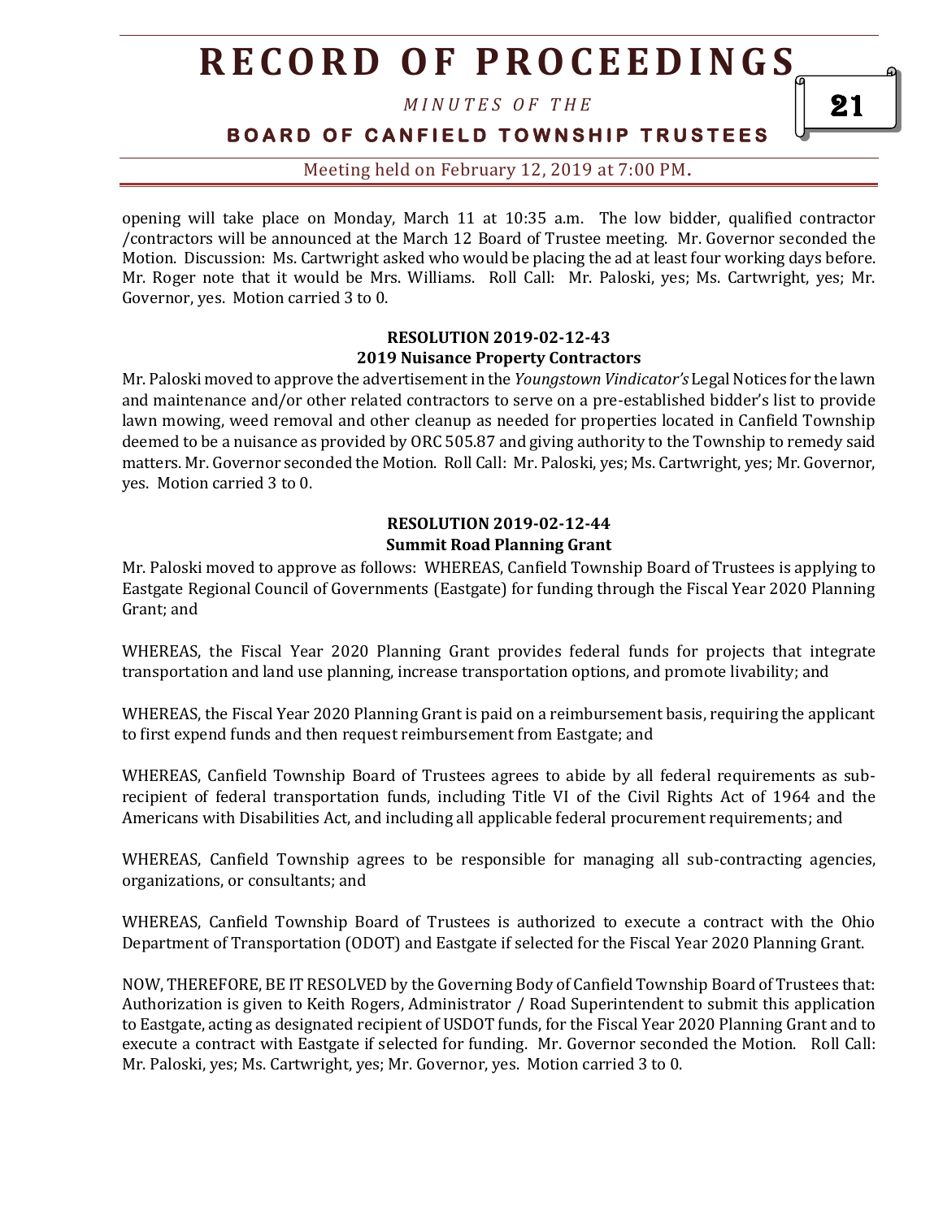opening will take place on Monday, March 11 at 10:35 a.m. The low bidder, qualified contractor /contractors will be announced at the March 12 Board of Trustee meeting. Mr. Governor seconded the Motion. Discussion: Ms. Cartwright asked who would be placing the ad at least four working days before. Mr. Roger note that it would be Mrs. Williams. Roll Call: Mr. Paloski, yes; Ms. Cartwright, yes; Mr. Governor, yes. Motion carried 3 to 0.

**RESOLUTION 2019-02-12-43**
**2019 Nuisance Property Contractors**

Mr. Paloski moved to approve the advertisement in the *Youngstown Vindicator's* Legal Notices for the lawn and maintenance and/or other related contractors to serve on a pre-established bidder's list to provide lawn mowing, weed removal and other cleanup as needed for properties located in Canfield Township deemed to be a nuisance as provided by ORC 505.87 and giving authority to the Township to remedy said matters. Mr. Governor seconded the Motion. Roll Call: Mr. Paloski, yes; Ms. Cartwright, yes; Mr. Governor, yes. Motion carried 3 to 0.

**RESOLUTION 2019-02-12-44**
**Summit Road Planning Grant**

Mr. Paloski moved to approve as follows: WHEREAS, Canfield Township Board of Trustees is applying to Eastgate Regional Council of Governments (Eastgate) for funding through the Fiscal Year 2020 Planning Grant; and

WHEREAS, the Fiscal Year 2020 Planning Grant provides federal funds for projects that integrate transportation and land use planning, increase transportation options, and promote livability; and

WHEREAS, the Fiscal Year 2020 Planning Grant is paid on a reimbursement basis, requiring the applicant to first expend funds and then request reimbursement from Eastgate; and

WHEREAS, Canfield Township Board of Trustees agrees to abide by all federal requirements as sub-recipient of federal transportation funds, including Title VI of the Civil Rights Act of 1964 and the Americans with Disabilities Act, and including all applicable federal procurement requirements; and

WHEREAS, Canfield Township agrees to be responsible for managing all sub-contracting agencies, organizations, or consultants; and

WHEREAS, Canfield Township Board of Trustees is authorized to execute a contract with the Ohio Department of Transportation (ODOT) and Eastgate if selected for the Fiscal Year 2020 Planning Grant.

NOW, THEREFORE, BE IT RESOLVED by the Governing Body of Canfield Township Board of Trustees that: Authorization is given to Keith Rogers, Administrator / Road Superintendent to submit this application to Eastgate, acting as designated recipient of USDOT funds, for the Fiscal Year 2020 Planning Grant and to execute a contract with Eastgate if selected for funding. Mr. Governor seconded the Motion. Roll Call: Mr. Paloski, yes; Ms. Cartwright, yes; Mr. Governor, yes. Motion carried 3 to 0.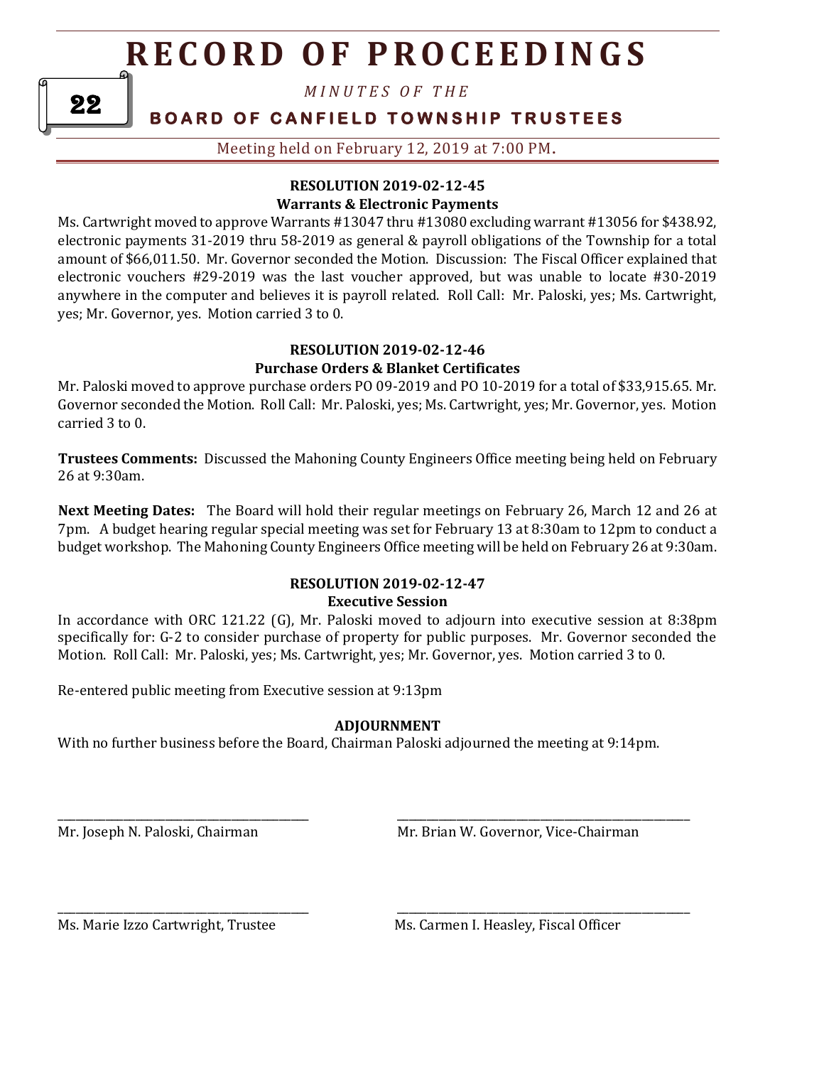### RESOLUTION 2019-02-12-45
**Warrants & Electronic Payments**

Ms. Cartwright moved to approve Warrants #13047 thru #13080 excluding warrant #13056 for $438.92, electronic payments 31-2019 thru 58-2019 as general & payroll obligations of the Township for a total amount of $66,011.50. Mr. Governor seconded the Motion. Discussion: The Fiscal Officer explained that electronic vouchers #29-2019 was the last voucher approved, but was unable to locate #30-2019 anywhere in the computer and believes it is payroll related. Roll Call: Mr. Paloski, yes; Ms. Cartwright, yes; Mr. Governor, yes. Motion carried 3 to 0.

### RESOLUTION 2019-02-12-46
**Purchase Orders & Blanket Certificates**

Mr. Paloski moved to approve purchase orders PO 09-2019 and PO 10-2019 for a total of $33,915.65. Mr. Governor seconded the Motion. Roll Call: Mr. Paloski, yes; Ms. Cartwright, yes; Mr. Governor, yes. Motion carried 3 to 0.

**Trustees Comments:** Discussed the Mahoning County Engineers Office meeting being held on February 26 at 9:30am.

**Next Meeting Dates:** The Board will hold their regular meetings on February 26, March 12 and 26 at 7pm. A budget hearing regular special meeting was set for February 13 at 8:30am to 12pm to conduct a budget workshop. The Mahoning County Engineers Office meeting will be held on February 26 at 9:30am.

### RESOLUTION 2019-02-12-47
**Executive Session**

In accordance with ORC 121.22 (G), Mr. Paloski moved to adjourn into executive session at 8:38pm specifically for: G-2 to consider purchase of property for public purposes. Mr. Governor seconded the Motion. Roll Call: Mr. Paloski, yes; Ms. Cartwright, yes; Mr. Governor, yes. Motion carried 3 to 0.

Re-entered public meeting from Executive session at 9:13pm

### ADJOURNMENT

With no further business before the Board, Chairman Paloski adjourned the meeting at 9:14pm.

_________________________________________
Mr. Joseph N. Paloski, Chairman

_________________________________________
Mr. Brian W. Governor, Vice-Chairman

_________________________________________
Ms. Marie Izzo Cartwright, Trustee

_________________________________________
Ms. Carmen I. Heasley, Fiscal Officer